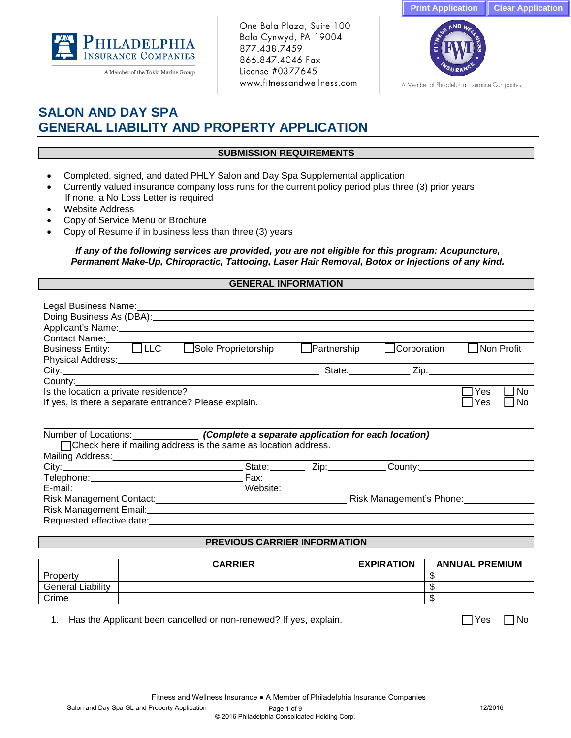Print Application | Clear Application

PHILADELPHIA INSURANCE COMPANIES
A Member of the Tokio Marine Group

One Bala Plaza, Suite 100
Bala Cynwyd, PA 19004
877.438.7459
866.847.4046 Fax
License #0377645
www.fitnessandwellness.com

FITNESS AND WELLNESS INSURANCE
A Member of Philadelphia Insurance Companies

# SALON AND DAY SPA
# GENERAL LIABILITY AND PROPERTY APPLICATION

## SUBMISSION REQUIREMENTS

- Completed, signed, and dated PHLY Salon and Day Spa Supplemental application
- Currently valued insurance company loss runs for the current policy period plus three (3) prior years
  If none, a No Loss Letter is required
- Website Address
- Copy of Service Menu or Brochure
- Copy of Resume if in business less than three (3) years

***If any of the following services are provided, you are not eligible for this program: Acupuncture, Permanent Make-Up, Chiropractic, Tattooing, Laser Hair Removal, Botox or Injections of any kind.***

## GENERAL INFORMATION

Legal Business Name: ______________________________

Doing Business As (DBA): ______________________________

Applicant's Name: ______________________________

Contact Name: ______________________________

Business Entity: ☐ LLC ☐ Sole Proprietorship ☐ Partnership ☐ Corporation ☐ Non Profit

Physical Address: ______________________________

City: ______________________________ State: __________ Zip: __________

County: ______________________________

Is the location a private residence? ☐ Yes ☐ No

If yes, is there a separate entrance? Please explain. ☐ Yes ☐ No

______________________________

Number of Locations: __________ ***(Complete a separate application for each location)***

☐ Check here if mailing address is the same as location address.

Mailing Address: ______________________________

City: ____________________ State: ________ Zip: __________ County: __________

Telephone: ____________________ Fax: ____________________

E-mail: ____________________ Website: ____________________

Risk Management Contact: ____________________ Risk Management's Phone: __________

Risk Management Email: ______________________________

Requested effective date: ______________________________

## PREVIOUS CARRIER INFORMATION

| | CARRIER | EXPIRATION | ANNUAL PREMIUM |
|---|---|---|---|
| Property | | | $ |
| General Liability | | | $ |
| Crime | | | $ |

1. Has the Applicant been cancelled or non-renewed? If yes, explain. ☐ Yes ☐ No

Fitness and Wellness Insurance ● A Member of Philadelphia Insurance Companies

Salon and Day Spa GL and Property Application — 12/2016

© 2016 Philadelphia Consolidated Holding Corp.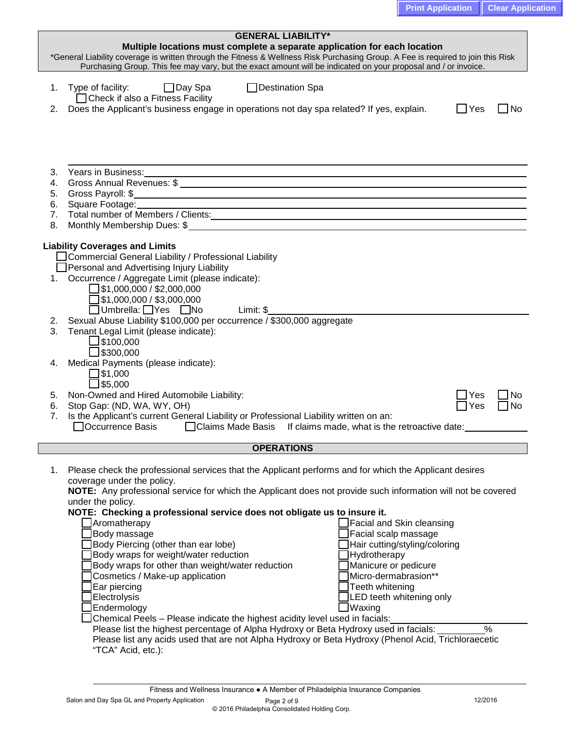## GENERAL LIABILITY*

**Multiple locations must complete a separate application for each location**

*General Liability coverage is written through the Fitness & Wellness Risk Purchasing Group. A Fee is required to join this Risk Purchasing Group. This fee may vary, but the exact amount will be indicated on your proposal and / or invoice.

1. Type of facility: ☐ Day Spa ☐ Destination Spa
   ☐ Check if also a Fitness Facility
2. Does the Applicant's business engage in operations not day spa related? If yes, explain. ☐ Yes ☐ No

   ______________________________

3. Years in Business: ______________________________
4. Gross Annual Revenues: $ ______________________________
5. Gross Payroll: $ ______________________________
6. Square Footage: ______________________________
7. Total number of Members / Clients: ______________________________
8. Monthly Membership Dues: $ ______________________________

**Liability Coverages and Limits**

☐ Commercial General Liability / Professional Liability
☐ Personal and Advertising Injury Liability

1. Occurrence / Aggregate Limit (please indicate):
   - ☐ $1,000,000 / $2,000,000
   - ☐ $1,000,000 / $3,000,000
   - ☐ Umbrella: ☐ Yes ☐ No Limit: $ ______________________________
2. Sexual Abuse Liability $100,000 per occurrence / $300,000 aggregate
3. Tenant Legal Limit (please indicate):
   - ☐ $100,000
   - ☐ $300,000
4. Medical Payments (please indicate):
   - ☐ $1,000
   - ☐ $5,000
5. Non-Owned and Hired Automobile Liability: ☐ Yes ☐ No
6. Stop Gap: (ND, WA, WY, OH) ☐ Yes ☐ No
7. Is the Applicant's current General Liability or Professional Liability written on an:
   ☐ Occurrence Basis ☐ Claims Made Basis If claims made, what is the retroactive date: ____________

## OPERATIONS

1. Please check the professional services that the Applicant performs and for which the Applicant desires coverage under the policy.
   **NOTE:** Any professional service for which the Applicant does not provide such information will not be covered under the policy.
   **NOTE: Checking a professional service does not obligate us to insure it.**

   - ☐ Aromatherapy
   - ☐ Body massage
   - ☐ Body Piercing (other than ear lobe)
   - ☐ Body wraps for weight/water reduction
   - ☐ Body wraps for other than weight/water reduction
   - ☐ Cosmetics / Make-up application
   - ☐ Ear piercing
   - ☐ Electrolysis
   - ☐ Endermology
   - ☐ Facial and Skin cleansing
   - ☐ Facial scalp massage
   - ☐ Hair cutting/styling/coloring
   - ☐ Hydrotherapy
   - ☐ Manicure or pedicure
   - ☐ Micro-dermabrasion**
   - ☐ Teeth whitening
   - ☐ LED teeth whitening only
   - ☐ Waxing
   - ☐ Chemical Peels – Please indicate the highest acidity level used in facials: ____________
     Please list the highest percentage of Alpha Hydroxy or Beta Hydroxy used in facials: ________%
     Please list any acids used that are not Alpha Hydroxy or Beta Hydroxy (Phenol Acid, Trichloraecetic "TCA" Acid, etc.):

______________________________

Fitness and Wellness Insurance ● A Member of Philadelphia Insurance Companies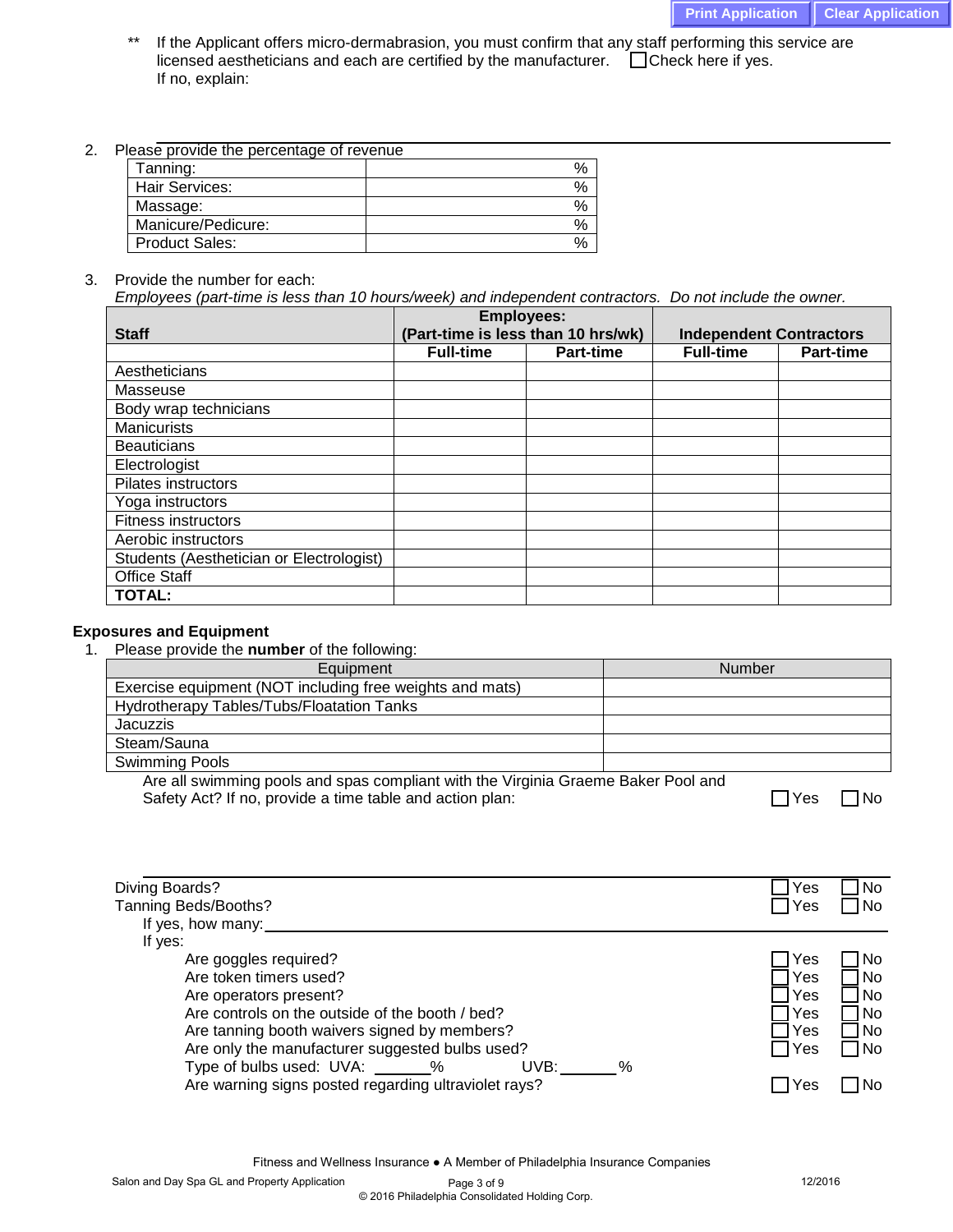** If the Applicant offers micro-dermabrasion, you must confirm that any staff performing this service are licensed aestheticians and each are certified by the manufacturer. ☐ Check here if yes.
If no, explain:

2. Please provide the percentage of revenue

| | |
|---|---|
| Tanning: | % |
| Hair Services: | % |
| Massage: | % |
| Manicure/Pedicure: | % |
| Product Sales: | % |

3. Provide the number for each:
*Employees (part-time is less than 10 hours/week) and independent contractors. Do not include the owner.*

| Staff | Employees: (Part-time is less than 10 hrs/wk) | | Independent Contractors | |
|---|---|---|---|---|
| | Full-time | Part-time | Full-time | Part-time |
| Aestheticians | | | | |
| Masseuse | | | | |
| Body wrap technicians | | | | |
| Manicurists | | | | |
| Beauticians | | | | |
| Electrologist | | | | |
| Pilates instructors | | | | |
| Yoga instructors | | | | |
| Fitness instructors | | | | |
| Aerobic instructors | | | | |
| Students (Aesthetician or Electrologist) | | | | |
| Office Staff | | | | |
| **TOTAL:** | | | | |

**Exposures and Equipment**

1. Please provide the **number** of the following:

| Equipment | Number |
|---|---|
| Exercise equipment (NOT including free weights and mats) | |
| Hydrotherapy Tables/Tubs/Floatation Tanks | |
| Jacuzzis | |
| Steam/Sauna | |
| Swimming Pools | |

Are all swimming pools and spas compliant with the Virginia Graeme Baker Pool and Safety Act? If no, provide a time table and action plan: ☐ Yes ☐ No

Diving Boards? ☐ Yes ☐ No
Tanning Beds/Booths? ☐ Yes ☐ No
If yes, how many:
If yes:
- Are goggles required? ☐ Yes ☐ No
- Are token timers used? ☐ Yes ☐ No
- Are operators present? ☐ Yes ☐ No
- Are controls on the outside of the booth / bed? ☐ Yes ☐ No
- Are tanning booth waivers signed by members? ☐ Yes ☐ No
- Are only the manufacturer suggested bulbs used? ☐ Yes ☐ No
- Type of bulbs used: UVA: ______% UVB: ______%
- Are warning signs posted regarding ultraviolet rays? ☐ Yes ☐ No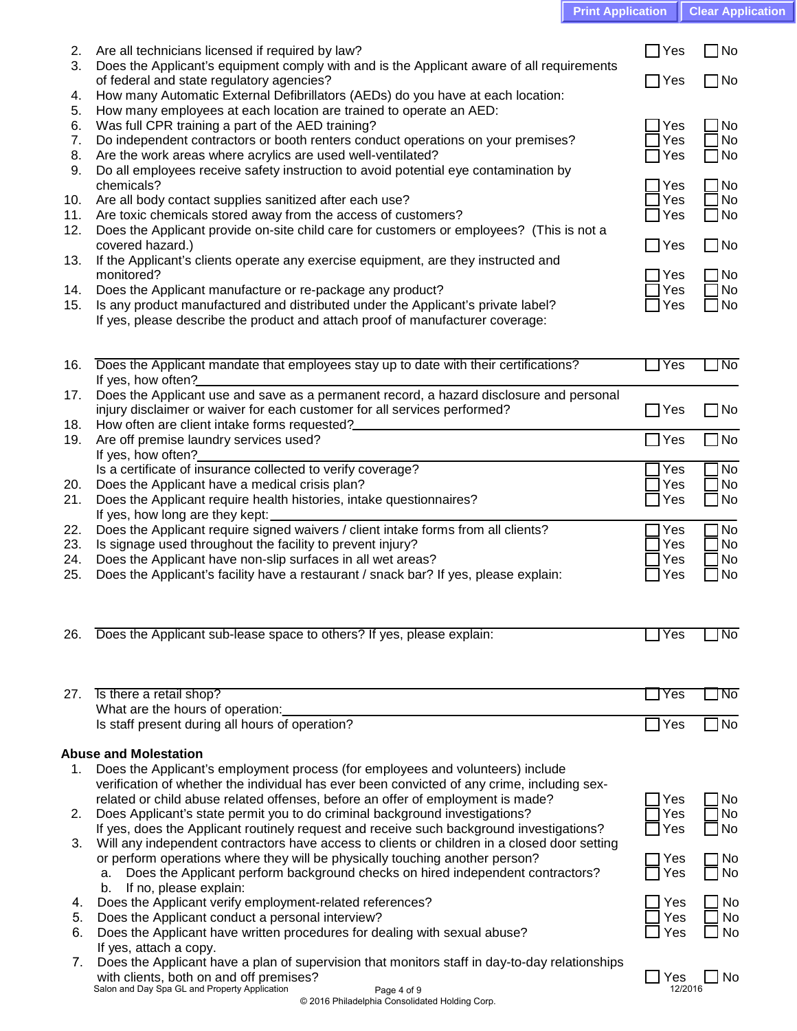2. Are all technicians licensed if required by law? ☐ Yes ☐ No
3. Does the Applicant's equipment comply with and is the Applicant aware of all requirements of federal and state regulatory agencies? ☐ Yes ☐ No
4. How many Automatic External Defibrillators (AEDs) do you have at each location:
5. How many employees at each location are trained to operate an AED:
6. Was full CPR training a part of the AED training? ☐ Yes ☐ No
7. Do independent contractors or booth renters conduct operations on your premises? ☐ Yes ☐ No
8. Are the work areas where acrylics are used well-ventilated? ☐ Yes ☐ No
9. Do all employees receive safety instruction to avoid potential eye contamination by chemicals? ☐ Yes ☐ No
10. Are all body contact supplies sanitized after each use? ☐ Yes ☐ No
11. Are toxic chemicals stored away from the access of customers? ☐ Yes ☐ No
12. Does the Applicant provide on-site child care for customers or employees? (This is not a covered hazard.) ☐ Yes ☐ No
13. If the Applicant's clients operate any exercise equipment, are they instructed and monitored? ☐ Yes ☐ No
14. Does the Applicant manufacture or re-package any product? ☐ Yes ☐ No
15. Is any product manufactured and distributed under the Applicant's private label? ☐ Yes ☐ No
    If yes, please describe the product and attach proof of manufacturer coverage:

16. Does the Applicant mandate that employees stay up to date with their certifications? ☐ Yes ☐ No
    If yes, how often?
17. Does the Applicant use and save as a permanent record, a hazard disclosure and personal injury disclaimer or waiver for each customer for all services performed? ☐ Yes ☐ No
18. How often are client intake forms requested?
19. Are off premise laundry services used? ☐ Yes ☐ No
    If yes, how often?
    Is a certificate of insurance collected to verify coverage? ☐ Yes ☐ No
20. Does the Applicant have a medical crisis plan? ☐ Yes ☐ No
21. Does the Applicant require health histories, intake questionnaires? ☐ Yes ☐ No
    If yes, how long are they kept:
22. Does the Applicant require signed waivers / client intake forms from all clients? ☐ Yes ☐ No
23. Is signage used throughout the facility to prevent injury? ☐ Yes ☐ No
24. Does the Applicant have non-slip surfaces in all wet areas? ☐ Yes ☐ No
25. Does the Applicant's facility have a restaurant / snack bar? If yes, please explain: ☐ Yes ☐ No

26. Does the Applicant sub-lease space to others? If yes, please explain: ☐ Yes ☐ No

27. Is there a retail shop? ☐ Yes ☐ No
    What are the hours of operation:
    Is staff present during all hours of operation? ☐ Yes ☐ No

**Abuse and Molestation**

1. Does the Applicant's employment process (for employees and volunteers) include verification of whether the individual has ever been convicted of any crime, including sex-related or child abuse related offenses, before an offer of employment is made? ☐ Yes ☐ No
2. Does Applicant's state permit you to do criminal background investigations? ☐ Yes ☐ No
   If yes, does the Applicant routinely request and receive such background investigations? ☐ Yes ☐ No
3. Will any independent contractors have access to clients or children in a closed door setting or perform operations where they will be physically touching another person? ☐ Yes ☐ No
   a. Does the Applicant perform background checks on hired independent contractors? ☐ Yes ☐ No
   b. If no, please explain:
4. Does the Applicant verify employment-related references? ☐ Yes ☐ No
5. Does the Applicant conduct a personal interview? ☐ Yes ☐ No
6. Does the Applicant have written procedures for dealing with sexual abuse? ☐ Yes ☐ No
   If yes, attach a copy.
7. Does the Applicant have a plan of supervision that monitors staff in day-to-day relationships with clients, both on and off premises? ☐ Yes ☐ No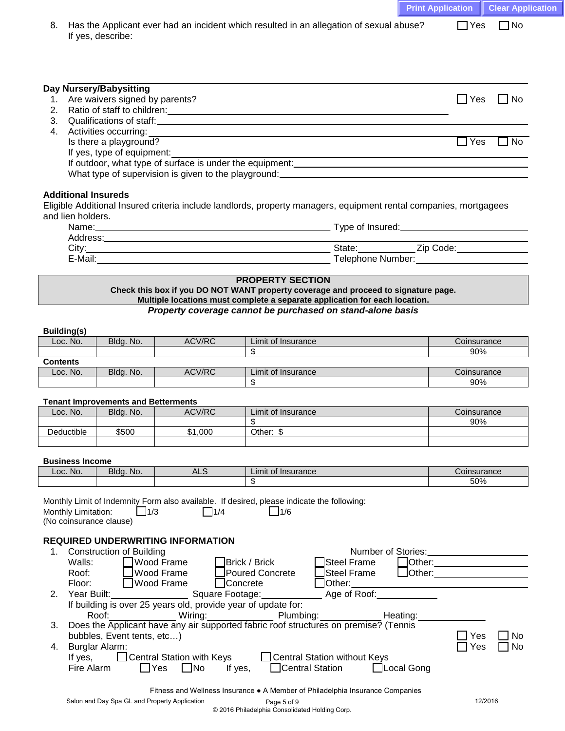8. Has the Applicant ever had an incident which resulted in an allegation of sexual abuse? ☐ Yes ☐ No
   If yes, describe:

**Day Nursery/Babysitting**

1. Are waivers signed by parents? ☐ Yes ☐ No
2. Ratio of staff to children: ____________
3. Qualifications of staff: ____________
4. Activities occurring: ____________
   Is there a playground? ☐ Yes ☐ No
   If yes, type of equipment: ____________
   If outdoor, what type of surface is under the equipment: ____________
   What type of supervision is given to the playground: ____________

**Additional Insureds**

Eligible Additional Insured criteria include landlords, property managers, equipment rental companies, mortgagees and lien holders.

Name: ____________ Type of Insured: ____________
Address: ____________
City: ____________ State: ____________ Zip Code: ____________
E-Mail: ____________ Telephone Number: ____________

## PROPERTY SECTION

**Check this box if you DO NOT WANT property coverage and proceed to signature page.**
**Multiple locations must complete a separate application for each location.**

***Property coverage cannot be purchased on stand-alone basis***

**Building(s)**

| Loc. No. | Bldg. No. | ACV/RC | Limit of Insurance | Coinsurance |
|---|---|---|---|---|
| | | | $ | 90% |

**Contents**

| Loc. No. | Bldg. No. | ACV/RC | Limit of Insurance | Coinsurance |
|---|---|---|---|---|
| | | | $ | 90% |

**Tenant Improvements and Betterments**

| Loc. No. | Bldg. No. | ACV/RC | Limit of Insurance | Coinsurance |
|---|---|---|---|---|
| | | | $ | 90% |
| Deductible | $500 | $1,000 | Other: $ | |
| | | | | |

**Business Income**

| Loc. No. | Bldg. No. | ALS | Limit of Insurance | Coinsurance |
|---|---|---|---|---|
| | | | $ | 50% |

Monthly Limit of Indemnity Form also available. If desired, please indicate the following:
Monthly Limitation: ☐ 1/3 ☐ 1/4 ☐ 1/6
(No coinsurance clause)

**REQUIRED UNDERWRITING INFORMATION**

1. Construction of Building — Number of Stories: ____________
   Walls: ☐ Wood Frame ☐ Brick / Brick ☐ Steel Frame ☐ Other: ____________
   Roof: ☐ Wood Frame ☐ Poured Concrete ☐ Steel Frame ☐ Other: ____________
   Floor: ☐ Wood Frame ☐ Concrete ☐ Other: ____________
2. Year Built: ____________ Square Footage: ____________ Age of Roof: ____________
   If building is over 25 years old, provide year of update for:
   Roof: ____________ Wiring: ____________ Plumbing: ____________ Heating: ____________
3. Does the Applicant have any air supported fabric roof structures on premise? (Tennis bubbles, Event tents, etc…) ☐ Yes ☐ No
4. Burglar Alarm: ☐ Yes ☐ No
   If yes, ☐ Central Station with Keys ☐ Central Station without Keys
   Fire Alarm ☐ Yes ☐ No If yes, ☐ Central Station ☐ Local Gong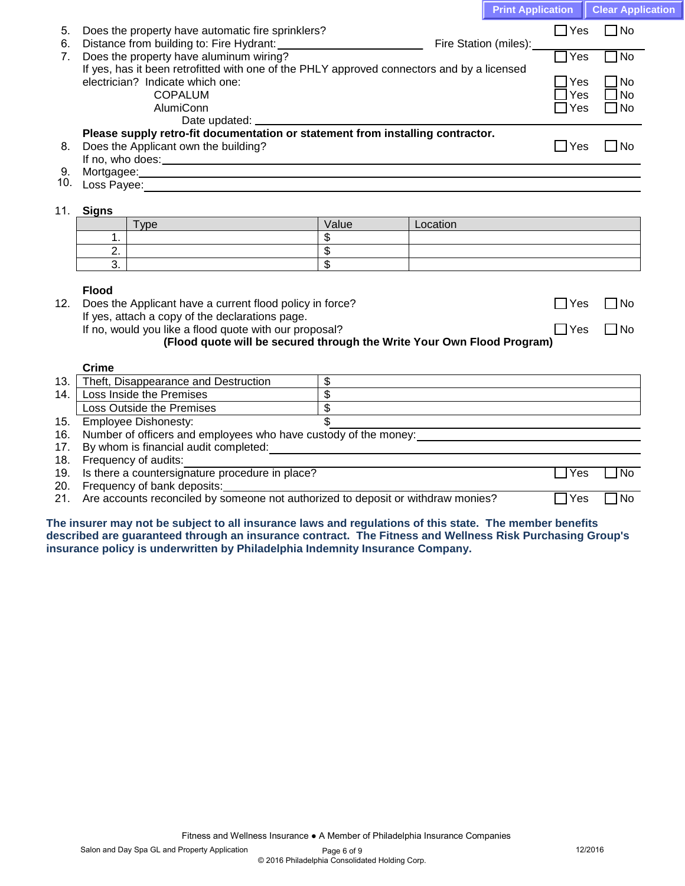5. Does the property have automatic fire sprinklers? ☐ Yes ☐ No
6. Distance from building to: Fire Hydrant: ____________ Fire Station (miles): ____________
7. Does the property have aluminum wiring? ☐ Yes ☐ No

   If yes, has it been retrofitted with one of the PHLY approved connectors and by a licensed electrician? Indicate which one: ☐ Yes ☐ No

   COPALUM ☐ Yes ☐ No

   AlumiConn ☐ Yes ☐ No

   Date updated: ____________

   **Please supply retro-fit documentation or statement from installing contractor.**
8. Does the Applicant own the building? ☐ Yes ☐ No

   If no, who does: ____________
9. Mortgagee: ____________
10. Loss Payee: ____________

11. **Signs**

|  | Type | Value | Location |
|---|---|---|---|
| 1. |  | $ |  |
| 2. |  | $ |  |
| 3. |  | $ |  |

**Flood**

12. Does the Applicant have a current flood policy in force? ☐ Yes ☐ No

    If yes, attach a copy of the declarations page.

    If no, would you like a flood quote with our proposal? ☐ Yes ☐ No

    **(Flood quote will be secured through the Write Your Own Flood Program)**

**Crime**

| # | Coverage | Amount |
|---|---|---|
| 13. | Theft, Disappearance and Destruction | $ |
| 14. | Loss Inside the Premises | $ |
|  | Loss Outside the Premises | $ |

15. Employee Dishonesty: $ ____________
16. Number of officers and employees who have custody of the money: ____________
17. By whom is financial audit completed: ____________
18. Frequency of audits: ____________
19. Is there a countersignature procedure in place? ☐ Yes ☐ No
20. Frequency of bank deposits: ____________
21. Are accounts reconciled by someone not authorized to deposit or withdraw monies? ☐ Yes ☐ No

**The insurer may not be subject to all insurance laws and regulations of this state. The member benefits described are guaranteed through an insurance contract. The Fitness and Wellness Risk Purchasing Group's insurance policy is underwritten by Philadelphia Indemnity Insurance Company.**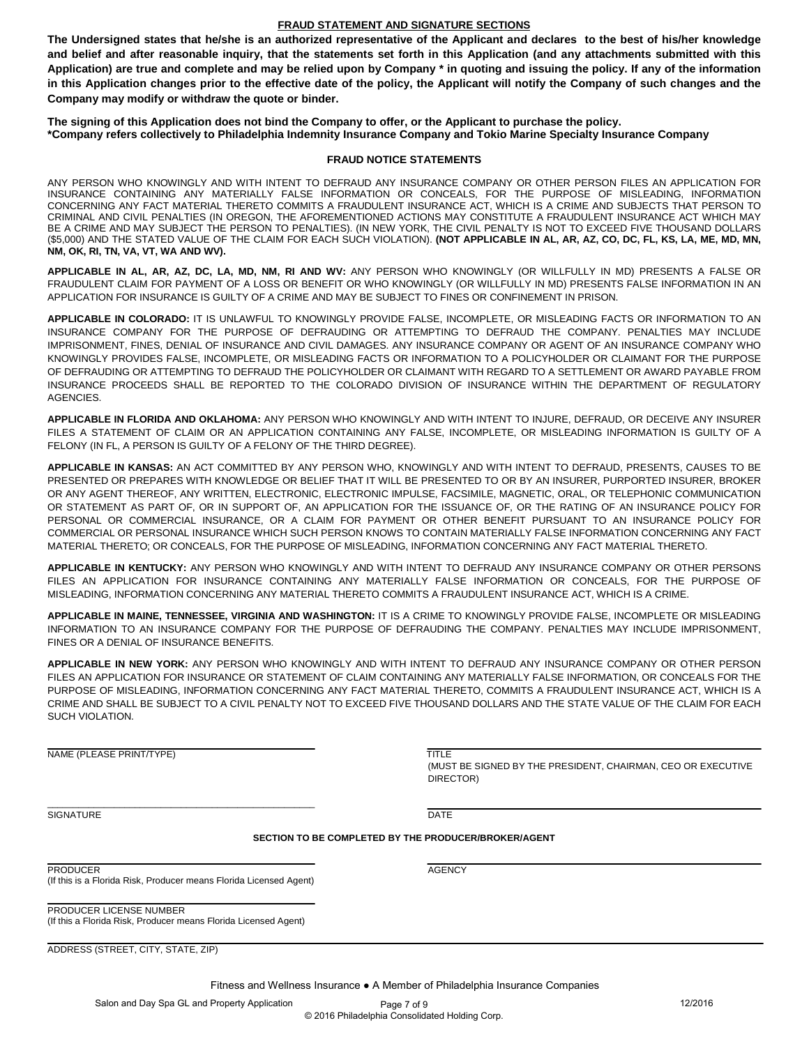## FRAUD STATEMENT AND SIGNATURE SECTIONS

**The Undersigned states that he/she is an authorized representative of the Applicant and declares to the best of his/her knowledge and belief and after reasonable inquiry, that the statements set forth in this Application (and any attachments submitted with this Application) are true and complete and may be relied upon by Company * in quoting and issuing the policy. If any of the information in this Application changes prior to the effective date of the policy, the Applicant will notify the Company of such changes and the Company may modify or withdraw the quote or binder.**

**The signing of this Application does not bind the Company to offer, or the Applicant to purchase the policy.**
**\*Company refers collectively to Philadelphia Indemnity Insurance Company and Tokio Marine Specialty Insurance Company**

### FRAUD NOTICE STATEMENTS

ANY PERSON WHO KNOWINGLY AND WITH INTENT TO DEFRAUD ANY INSURANCE COMPANY OR OTHER PERSON FILES AN APPLICATION FOR INSURANCE CONTAINING ANY MATERIALLY FALSE INFORMATION OR CONCEALS, FOR THE PURPOSE OF MISLEADING, INFORMATION CONCERNING ANY FACT MATERIAL THERETO COMMITS A FRAUDULENT INSURANCE ACT, WHICH IS A CRIME AND SUBJECTS THAT PERSON TO CRIMINAL AND CIVIL PENALTIES (IN OREGON, THE AFOREMENTIONED ACTIONS MAY CONSTITUTE A FRAUDULENT INSURANCE ACT WHICH MAY BE A CRIME AND MAY SUBJECT THE PERSON TO PENALTIES). (IN NEW YORK, THE CIVIL PENALTY IS NOT TO EXCEED FIVE THOUSAND DOLLARS ($5,000) AND THE STATED VALUE OF THE CLAIM FOR EACH SUCH VIOLATION). **(NOT APPLICABLE IN AL, AR, AZ, CO, DC, FL, KS, LA, ME, MD, MN, NM, OK, RI, TN, VA, VT, WA AND WV).**

**APPLICABLE IN AL, AR, AZ, DC, LA, MD, NM, RI AND WV:** ANY PERSON WHO KNOWINGLY (OR WILLFULLY IN MD) PRESENTS A FALSE OR FRAUDULENT CLAIM FOR PAYMENT OF A LOSS OR BENEFIT OR WHO KNOWINGLY (OR WILLFULLY IN MD) PRESENTS FALSE INFORMATION IN AN APPLICATION FOR INSURANCE IS GUILTY OF A CRIME AND MAY BE SUBJECT TO FINES OR CONFINEMENT IN PRISON.

**APPLICABLE IN COLORADO:** IT IS UNLAWFUL TO KNOWINGLY PROVIDE FALSE, INCOMPLETE, OR MISLEADING FACTS OR INFORMATION TO AN INSURANCE COMPANY FOR THE PURPOSE OF DEFRAUDING OR ATTEMPTING TO DEFRAUD THE COMPANY. PENALTIES MAY INCLUDE IMPRISONMENT, FINES, DENIAL OF INSURANCE AND CIVIL DAMAGES. ANY INSURANCE COMPANY OR AGENT OF AN INSURANCE COMPANY WHO KNOWINGLY PROVIDES FALSE, INCOMPLETE, OR MISLEADING FACTS OR INFORMATION TO A POLICYHOLDER OR CLAIMANT FOR THE PURPOSE OF DEFRAUDING OR ATTEMPTING TO DEFRAUD THE POLICYHOLDER OR CLAIMANT WITH REGARD TO A SETTLEMENT OR AWARD PAYABLE FROM INSURANCE PROCEEDS SHALL BE REPORTED TO THE COLORADO DIVISION OF INSURANCE WITHIN THE DEPARTMENT OF REGULATORY AGENCIES.

**APPLICABLE IN FLORIDA AND OKLAHOMA:** ANY PERSON WHO KNOWINGLY AND WITH INTENT TO INJURE, DEFRAUD, OR DECEIVE ANY INSURER FILES A STATEMENT OF CLAIM OR AN APPLICATION CONTAINING ANY FALSE, INCOMPLETE, OR MISLEADING INFORMATION IS GUILTY OF A FELONY (IN FL, A PERSON IS GUILTY OF A FELONY OF THE THIRD DEGREE).

**APPLICABLE IN KANSAS:** AN ACT COMMITTED BY ANY PERSON WHO, KNOWINGLY AND WITH INTENT TO DEFRAUD, PRESENTS, CAUSES TO BE PRESENTED OR PREPARES WITH KNOWLEDGE OR BELIEF THAT IT WILL BE PRESENTED TO OR BY AN INSURER, PURPORTED INSURER, BROKER OR ANY AGENT THEREOF, ANY WRITTEN, ELECTRONIC, ELECTRONIC IMPULSE, FACSIMILE, MAGNETIC, ORAL, OR TELEPHONIC COMMUNICATION OR STATEMENT AS PART OF, OR IN SUPPORT OF, AN APPLICATION FOR THE ISSUANCE OF, OR THE RATING OF AN INSURANCE POLICY FOR PERSONAL OR COMMERCIAL INSURANCE, OR A CLAIM FOR PAYMENT OR OTHER BENEFIT PURSUANT TO AN INSURANCE POLICY FOR COMMERCIAL OR PERSONAL INSURANCE WHICH SUCH PERSON KNOWS TO CONTAIN MATERIALLY FALSE INFORMATION CONCERNING ANY FACT MATERIAL THERETO; OR CONCEALS, FOR THE PURPOSE OF MISLEADING, INFORMATION CONCERNING ANY FACT MATERIAL THERETO.

**APPLICABLE IN KENTUCKY:** ANY PERSON WHO KNOWINGLY AND WITH INTENT TO DEFRAUD ANY INSURANCE COMPANY OR OTHER PERSONS FILES AN APPLICATION FOR INSURANCE CONTAINING ANY MATERIALLY FALSE INFORMATION OR CONCEALS, FOR THE PURPOSE OF MISLEADING, INFORMATION CONCERNING ANY MATERIAL THERETO COMMITS A FRAUDULENT INSURANCE ACT, WHICH IS A CRIME.

**APPLICABLE IN MAINE, TENNESSEE, VIRGINIA AND WASHINGTON:** IT IS A CRIME TO KNOWINGLY PROVIDE FALSE, INCOMPLETE OR MISLEADING INFORMATION TO AN INSURANCE COMPANY FOR THE PURPOSE OF DEFRAUDING THE COMPANY. PENALTIES MAY INCLUDE IMPRISONMENT, FINES OR A DENIAL OF INSURANCE BENEFITS.

**APPLICABLE IN NEW YORK:** ANY PERSON WHO KNOWINGLY AND WITH INTENT TO DEFRAUD ANY INSURANCE COMPANY OR OTHER PERSON FILES AN APPLICATION FOR INSURANCE OR STATEMENT OF CLAIM CONTAINING ANY MATERIALLY FALSE INFORMATION, OR CONCEALS FOR THE PURPOSE OF MISLEADING, INFORMATION CONCERNING ANY FACT MATERIAL THERETO, COMMITS A FRAUDULENT INSURANCE ACT, WHICH IS A CRIME AND SHALL BE SUBJECT TO A CIVIL PENALTY NOT TO EXCEED FIVE THOUSAND DOLLARS AND THE STATE VALUE OF THE CLAIM FOR EACH SUCH VIOLATION.

______________________________ NAME (PLEASE PRINT/TYPE)

______________________________ TITLE (MUST BE SIGNED BY THE PRESIDENT, CHAIRMAN, CEO OR EXECUTIVE DIRECTOR)

______________________________ SIGNATURE

______________________________ DATE

**SECTION TO BE COMPLETED BY THE PRODUCER/BROKER/AGENT**

______________________________ PRODUCER
(If this is a Florida Risk, Producer means Florida Licensed Agent)

______________________________ AGENCY

______________________________ PRODUCER LICENSE NUMBER
(If this is a Florida Risk, Producer means Florida Licensed Agent)

______________________________ ADDRESS (STREET, CITY, STATE, ZIP)

Fitness and Wellness Insurance ● A Member of Philadelphia Insurance Companies

Salon and Day Spa GL and Property Application — 12/2016

© 2016 Philadelphia Consolidated Holding Corp.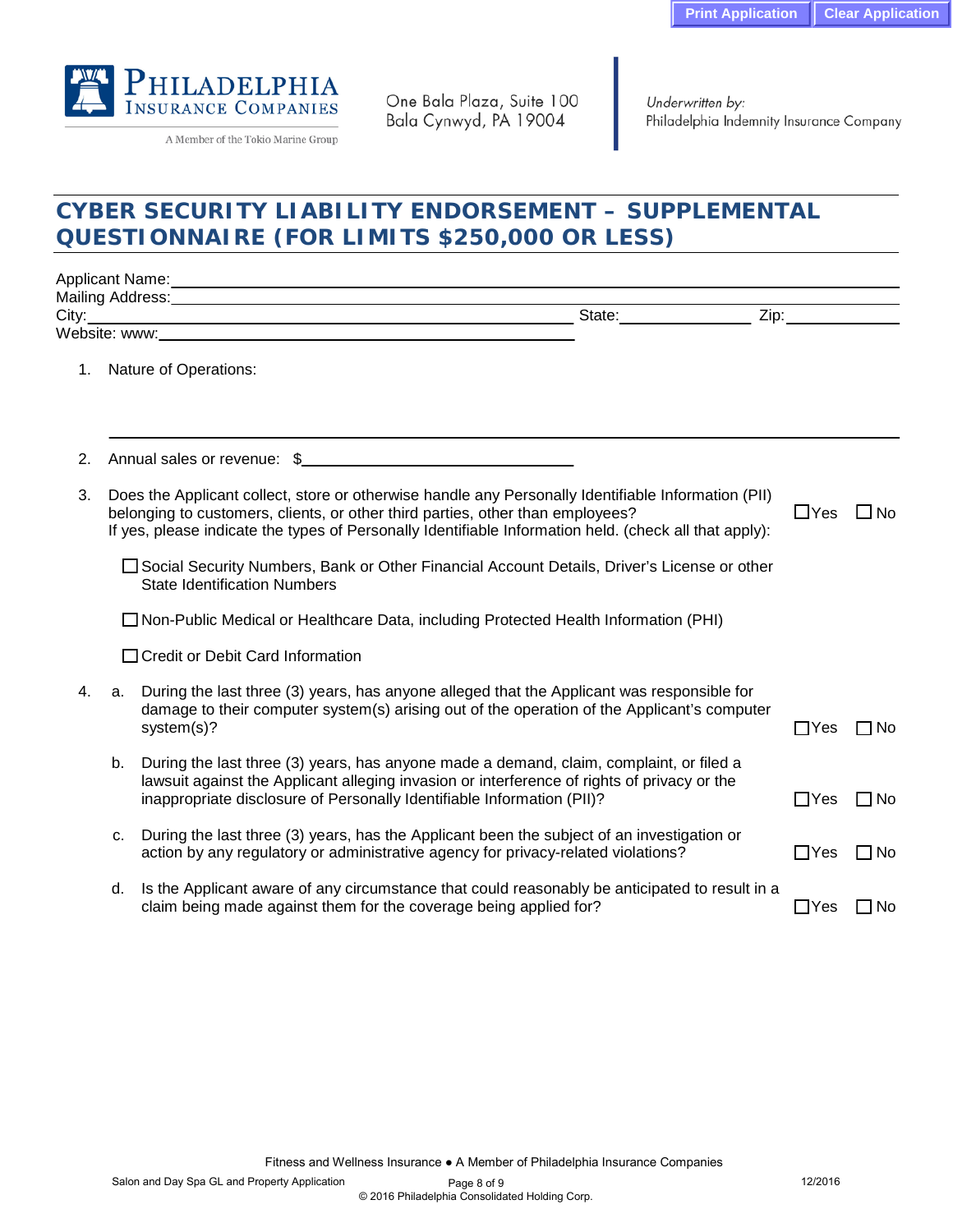Print Application | Clear Application

**PHILADELPHIA INSURANCE COMPANIES**
A Member of the Tokio Marine Group

One Bala Plaza, Suite 100
Bala Cynwyd, PA 19004

*Underwritten by:*
Philadelphia Indemnity Insurance Company

# CYBER SECURITY LIABILITY ENDORSEMENT – SUPPLEMENTAL QUESTIONNAIRE (FOR LIMITS $250,000 OR LESS)

Applicant Name: ______________________________

Mailing Address: ______________________________

City: ______________________________ State: ____________ Zip: ____________

Website: www: ______________________________

1. Nature of Operations:

   ______________________________

2. Annual sales or revenue: $ ______________________________

3. Does the Applicant collect, store or otherwise handle any Personally Identifiable Information (PII) belonging to customers, clients, or other third parties, other than employees? ☐ Yes ☐ No
   If yes, please indicate the types of Personally Identifiable Information held. (check all that apply):

   ☐ Social Security Numbers, Bank or Other Financial Account Details, Driver's License or other State Identification Numbers

   ☐ Non-Public Medical or Healthcare Data, including Protected Health Information (PHI)

   ☐ Credit or Debit Card Information

4. a. During the last three (3) years, has anyone alleged that the Applicant was responsible for damage to their computer system(s) arising out of the operation of the Applicant's computer system(s)? ☐ Yes ☐ No

   b. During the last three (3) years, has anyone made a demand, claim, complaint, or filed a lawsuit against the Applicant alleging invasion or interference of rights of privacy or the inappropriate disclosure of Personally Identifiable Information (PII)? ☐ Yes ☐ No

   c. During the last three (3) years, has the Applicant been the subject of an investigation or action by any regulatory or administrative agency for privacy-related violations? ☐ Yes ☐ No

   d. Is the Applicant aware of any circumstance that could reasonably be anticipated to result in a claim being made against them for the coverage being applied for? ☐ Yes ☐ No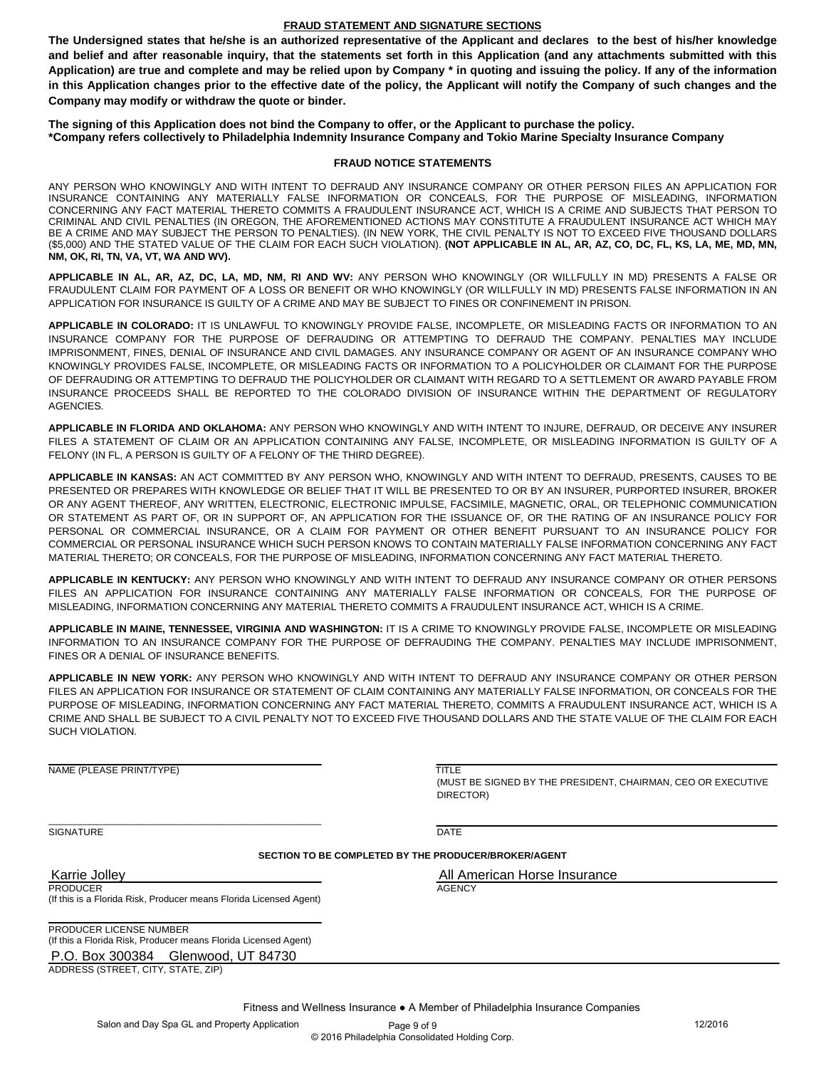## FRAUD STATEMENT AND SIGNATURE SECTIONS

**The Undersigned states that he/she is an authorized representative of the Applicant and declares to the best of his/her knowledge and belief and after reasonable inquiry, that the statements set forth in this Application (and any attachments submitted with this Application) are true and complete and may be relied upon by Company * in quoting and issuing the policy. If any of the information in this Application changes prior to the effective date of the policy, the Applicant will notify the Company of such changes and the Company may modify or withdraw the quote or binder.**

**The signing of this Application does not bind the Company to offer, or the Applicant to purchase the policy.**
**\*Company refers collectively to Philadelphia Indemnity Insurance Company and Tokio Marine Specialty Insurance Company**

### FRAUD NOTICE STATEMENTS

ANY PERSON WHO KNOWINGLY AND WITH INTENT TO DEFRAUD ANY INSURANCE COMPANY OR OTHER PERSON FILES AN APPLICATION FOR INSURANCE CONTAINING ANY MATERIALLY FALSE INFORMATION OR CONCEALS, FOR THE PURPOSE OF MISLEADING, INFORMATION CONCERNING ANY FACT MATERIAL THERETO COMMITS A FRAUDULENT INSURANCE ACT, WHICH IS A CRIME AND SUBJECTS THAT PERSON TO CRIMINAL AND CIVIL PENALTIES (IN OREGON, THE AFOREMENTIONED ACTIONS MAY CONSTITUTE A FRAUDULENT INSURANCE ACT WHICH MAY BE A CRIME AND MAY SUBJECT THE PERSON TO PENALTIES). (IN NEW YORK, THE CIVIL PENALTY IS NOT TO EXCEED FIVE THOUSAND DOLLARS ($5,000) AND THE STATED VALUE OF THE CLAIM FOR EACH SUCH VIOLATION). **(NOT APPLICABLE IN AL, AR, AZ, CO, DC, FL, KS, LA, ME, MD, MN, NM, OK, RI, TN, VA, VT, WA AND WV).**

**APPLICABLE IN AL, AR, AZ, DC, LA, MD, NM, RI AND WV:** ANY PERSON WHO KNOWINGLY (OR WILLFULLY IN MD) PRESENTS A FALSE OR FRAUDULENT CLAIM FOR PAYMENT OF A LOSS OR BENEFIT OR WHO KNOWINGLY (OR WILLFULLY IN MD) PRESENTS FALSE INFORMATION IN AN APPLICATION FOR INSURANCE IS GUILTY OF A CRIME AND MAY BE SUBJECT TO FINES OR CONFINEMENT IN PRISON.

**APPLICABLE IN COLORADO:** IT IS UNLAWFUL TO KNOWINGLY PROVIDE FALSE, INCOMPLETE, OR MISLEADING FACTS OR INFORMATION TO AN INSURANCE COMPANY FOR THE PURPOSE OF DEFRAUDING OR ATTEMPTING TO DEFRAUD THE COMPANY. PENALTIES MAY INCLUDE IMPRISONMENT, FINES, DENIAL OF INSURANCE AND CIVIL DAMAGES. ANY INSURANCE COMPANY OR AGENT OF AN INSURANCE COMPANY WHO KNOWINGLY PROVIDES FALSE, INCOMPLETE, OR MISLEADING FACTS OR INFORMATION TO A POLICYHOLDER OR CLAIMANT FOR THE PURPOSE OF DEFRAUDING OR ATTEMPTING TO DEFRAUD THE POLICYHOLDER OR CLAIMANT WITH REGARD TO A SETTLEMENT OR AWARD PAYABLE FROM INSURANCE PROCEEDS SHALL BE REPORTED TO THE COLORADO DIVISION OF INSURANCE WITHIN THE DEPARTMENT OF REGULATORY AGENCIES.

**APPLICABLE IN FLORIDA AND OKLAHOMA:** ANY PERSON WHO KNOWINGLY AND WITH INTENT TO INJURE, DEFRAUD, OR DECEIVE ANY INSURER FILES A STATEMENT OF CLAIM OR AN APPLICATION CONTAINING ANY FALSE, INCOMPLETE, OR MISLEADING INFORMATION IS GUILTY OF A FELONY (IN FL, A PERSON IS GUILTY OF A FELONY OF THE THIRD DEGREE).

**APPLICABLE IN KANSAS:** AN ACT COMMITTED BY ANY PERSON WHO, KNOWINGLY AND WITH INTENT TO DEFRAUD, PRESENTS, CAUSES TO BE PRESENTED OR PREPARES WITH KNOWLEDGE OR BELIEF THAT IT WILL BE PRESENTED TO OR BY AN INSURER, PURPORTED INSURER, BROKER OR ANY AGENT THEREOF, ANY WRITTEN, ELECTRONIC, ELECTRONIC IMPULSE, FACSIMILE, MAGNETIC, ORAL, OR TELEPHONIC COMMUNICATION OR STATEMENT AS PART OF, OR IN SUPPORT OF, AN APPLICATION FOR THE ISSUANCE OF, OR THE RATING OF AN INSURANCE POLICY FOR PERSONAL OR COMMERCIAL INSURANCE, OR A CLAIM FOR PAYMENT OR OTHER BENEFIT PURSUANT TO AN INSURANCE POLICY FOR COMMERCIAL OR PERSONAL INSURANCE WHICH SUCH PERSON KNOWS TO CONTAIN MATERIALLY FALSE INFORMATION CONCERNING ANY FACT MATERIAL THERETO; OR CONCEALS, FOR THE PURPOSE OF MISLEADING, INFORMATION CONCERNING ANY FACT MATERIAL THERETO.

**APPLICABLE IN KENTUCKY:** ANY PERSON WHO KNOWINGLY AND WITH INTENT TO DEFRAUD ANY INSURANCE COMPANY OR OTHER PERSONS FILES AN APPLICATION FOR INSURANCE CONTAINING ANY MATERIALLY FALSE INFORMATION OR CONCEALS, FOR THE PURPOSE OF MISLEADING, INFORMATION CONCERNING ANY MATERIAL THERETO COMMITS A FRAUDULENT INSURANCE ACT, WHICH IS A CRIME.

**APPLICABLE IN MAINE, TENNESSEE, VIRGINIA AND WASHINGTON:** IT IS A CRIME TO KNOWINGLY PROVIDE FALSE, INCOMPLETE OR MISLEADING INFORMATION TO AN INSURANCE COMPANY FOR THE PURPOSE OF DEFRAUDING THE COMPANY. PENALTIES MAY INCLUDE IMPRISONMENT, FINES OR A DENIAL OF INSURANCE BENEFITS.

**APPLICABLE IN NEW YORK:** ANY PERSON WHO KNOWINGLY AND WITH INTENT TO DEFRAUD ANY INSURANCE COMPANY OR OTHER PERSON FILES AN APPLICATION FOR INSURANCE OR STATEMENT OF CLAIM CONTAINING ANY MATERIALLY FALSE INFORMATION, OR CONCEALS FOR THE PURPOSE OF MISLEADING, INFORMATION CONCERNING ANY FACT MATERIAL THERETO, COMMITS A FRAUDULENT INSURANCE ACT, WHICH IS A CRIME AND SHALL BE SUBJECT TO A CIVIL PENALTY NOT TO EXCEED FIVE THOUSAND DOLLARS AND THE STATE VALUE OF THE CLAIM FOR EACH SUCH VIOLATION.

NAME (PLEASE PRINT/TYPE): ______________________

TITLE: ______________________
(MUST BE SIGNED BY THE PRESIDENT, CHAIRMAN, CEO OR EXECUTIVE DIRECTOR)

SIGNATURE: ______________________

DATE: ______________________

**SECTION TO BE COMPLETED BY THE PRODUCER/BROKER/AGENT**

PRODUCER: Karrie Jolley
(If this is a Florida Risk, Producer means Florida Licensed Agent)

AGENCY: All American Horse Insurance

PRODUCER LICENSE NUMBER: ______________________
(If this a Florida Risk, Producer means Florida Licensed Agent)

ADDRESS (STREET, CITY, STATE, ZIP): P.O. Box 300384 Glenwood, UT 84730